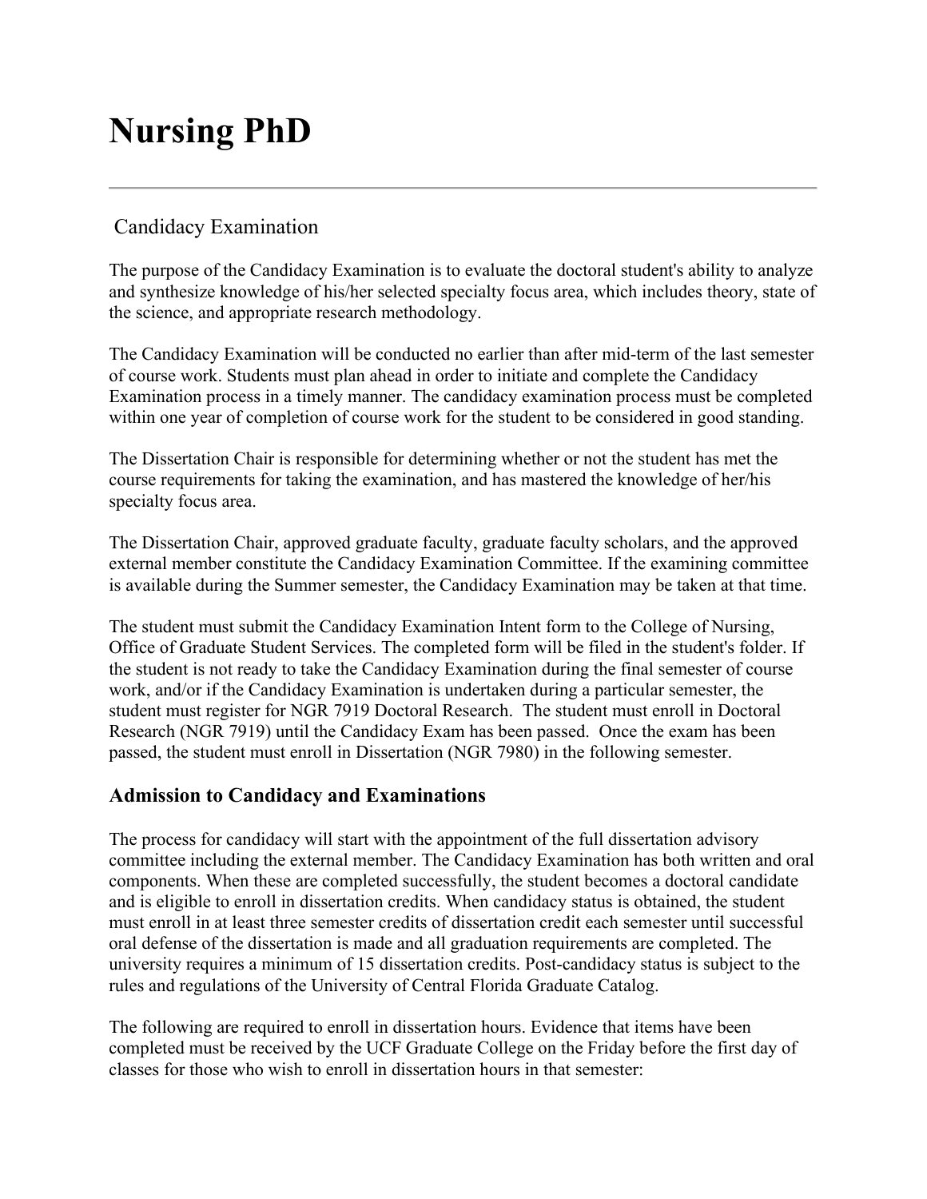# Nursing PhD

---

## Candidacy Examination

The purpose of the Candidacy Examination is to evaluate the doctoral student's ability to analyze and synthesize knowledge of his/her selected specialty focus area, which includes theory, state of the science, and appropriate research methodology.

The Candidacy Examination will be conducted no earlier than after mid-term of the last semester of course work. Students must plan ahead in order to initiate and complete the Candidacy Examination process in a timely manner. The candidacy examination process must be completed within one year of completion of course work for the student to be considered in good standing.

The Dissertation Chair is responsible for determining whether or not the student has met the course requirements for taking the examination, and has mastered the knowledge of her/his specialty focus area.

The Dissertation Chair, approved graduate faculty, graduate faculty scholars, and the approved external member constitute the Candidacy Examination Committee. If the examining committee is available during the Summer semester, the Candidacy Examination may be taken at that time.

The student must submit the Candidacy Examination Intent form to the College of Nursing, Office of Graduate Student Services. The completed form will be filed in the student's folder. If the student is not ready to take the Candidacy Examination during the final semester of course work, and/or if the Candidacy Examination is undertaken during a particular semester, the student must register for NGR 7919 Doctoral Research. The student must enroll in Doctoral Research (NGR 7919) until the Candidacy Exam has been passed. Once the exam has been passed, the student must enroll in Dissertation (NGR 7980) in the following semester.

### Admission to Candidacy and Examinations

The process for candidacy will start with the appointment of the full dissertation advisory committee including the external member. The Candidacy Examination has both written and oral components. When these are completed successfully, the student becomes a doctoral candidate and is eligible to enroll in dissertation credits. When candidacy status is obtained, the student must enroll in at least three semester credits of dissertation credit each semester until successful oral defense of the dissertation is made and all graduation requirements are completed. The university requires a minimum of 15 dissertation credits. Post-candidacy status is subject to the rules and regulations of the University of Central Florida Graduate Catalog.

The following are required to enroll in dissertation hours. Evidence that items have been completed must be received by the UCF Graduate College on the Friday before the first day of classes for those who wish to enroll in dissertation hours in that semester: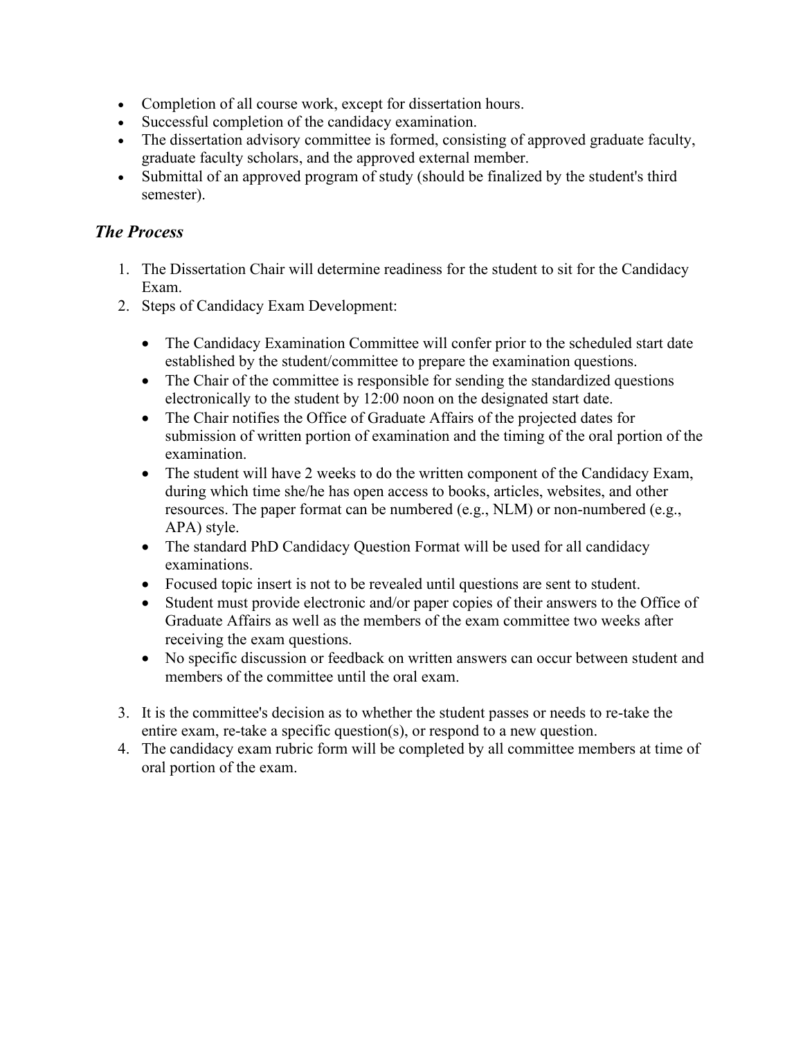- Completion of all course work, except for dissertation hours.
- Successful completion of the candidacy examination.
- The dissertation advisory committee is formed, consisting of approved graduate faculty, graduate faculty scholars, and the approved external member.
- Submittal of an approved program of study (should be finalized by the student's third semester).

### *The Process*

1. The Dissertation Chair will determine readiness for the student to sit for the Candidacy Exam.
2. Steps of Candidacy Exam Development:

    - The Candidacy Examination Committee will confer prior to the scheduled start date established by the student/committee to prepare the examination questions.
    - The Chair of the committee is responsible for sending the standardized questions electronically to the student by 12:00 noon on the designated start date.
    - The Chair notifies the Office of Graduate Affairs of the projected dates for submission of written portion of examination and the timing of the oral portion of the examination.
    - The student will have 2 weeks to do the written component of the Candidacy Exam, during which time she/he has open access to books, articles, websites, and other resources. The paper format can be numbered (e.g., NLM) or non-numbered (e.g., APA) style.
    - The standard PhD Candidacy Question Format will be used for all candidacy examinations.
    - Focused topic insert is not to be revealed until questions are sent to student.
    - Student must provide electronic and/or paper copies of their answers to the Office of Graduate Affairs as well as the members of the exam committee two weeks after receiving the exam questions.
    - No specific discussion or feedback on written answers can occur between student and members of the committee until the oral exam.

3. It is the committee's decision as to whether the student passes or needs to re-take the entire exam, re-take a specific question(s), or respond to a new question.
4. The candidacy exam rubric form will be completed by all committee members at time of oral portion of the exam.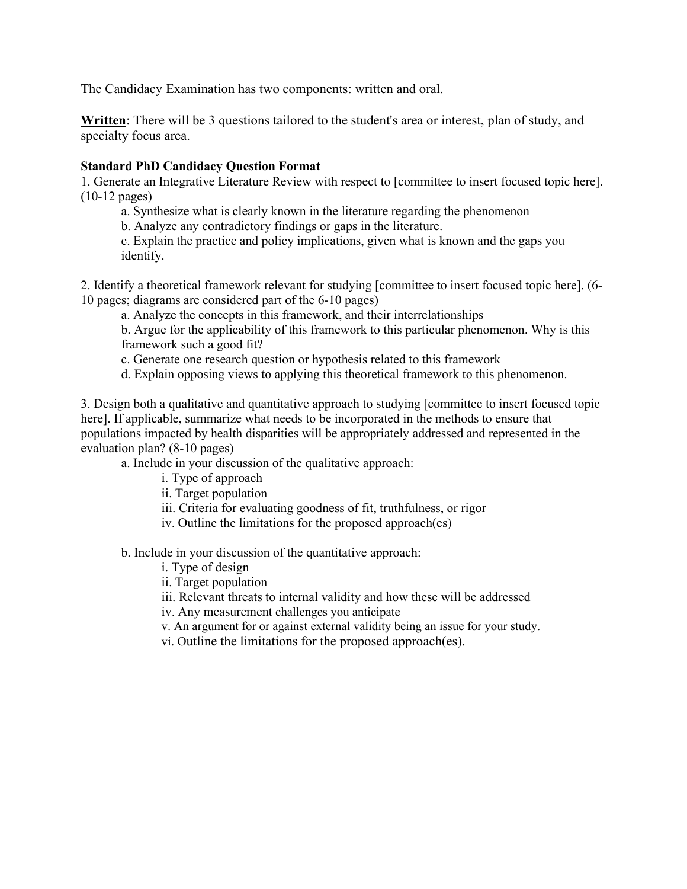The Candidacy Examination has two components: written and oral.

**Written**: There will be 3 questions tailored to the student's area or interest, plan of study, and specialty focus area.

**Standard PhD Candidacy Question Format**

1. Generate an Integrative Literature Review with respect to [committee to insert focused topic here]. (10-12 pages)
   a. Synthesize what is clearly known in the literature regarding the phenomenon
   b. Analyze any contradictory findings or gaps in the literature.
   c. Explain the practice and policy implications, given what is known and the gaps you identify.

2. Identify a theoretical framework relevant for studying [committee to insert focused topic here]. (6-10 pages; diagrams are considered part of the 6-10 pages)
   a. Analyze the concepts in this framework, and their interrelationships
   b. Argue for the applicability of this framework to this particular phenomenon. Why is this framework such a good fit?
   c. Generate one research question or hypothesis related to this framework
   d. Explain opposing views to applying this theoretical framework to this phenomenon.

3. Design both a qualitative and quantitative approach to studying [committee to insert focused topic here]. If applicable, summarize what needs to be incorporated in the methods to ensure that populations impacted by health disparities will be appropriately addressed and represented in the evaluation plan? (8-10 pages)
   a. Include in your discussion of the qualitative approach:
      i. Type of approach
      ii. Target population
      iii. Criteria for evaluating goodness of fit, truthfulness, or rigor
      iv. Outline the limitations for the proposed approach(es)

   b. Include in your discussion of the quantitative approach:
      i. Type of design
      ii. Target population
      iii. Relevant threats to internal validity and how these will be addressed
      iv. Any measurement challenges you anticipate
      v. An argument for or against external validity being an issue for your study.
      vi. Outline the limitations for the proposed approach(es).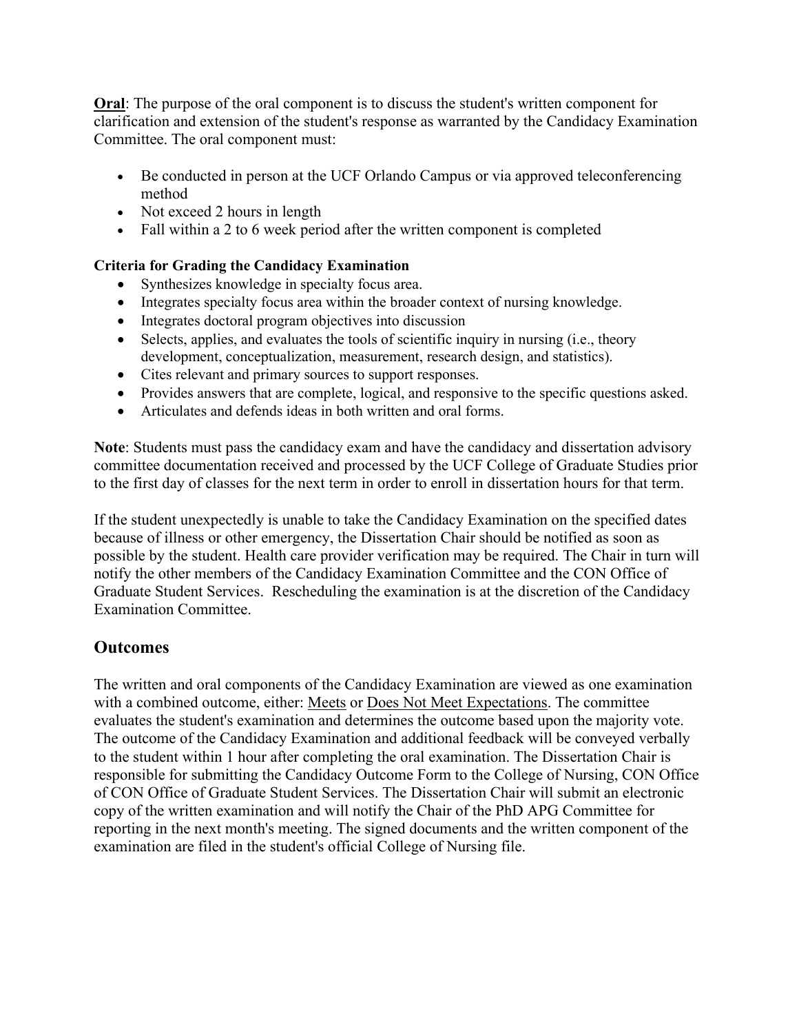**Oral**: The purpose of the oral component is to discuss the student's written component for clarification and extension of the student's response as warranted by the Candidacy Examination Committee. The oral component must:

- Be conducted in person at the UCF Orlando Campus or via approved teleconferencing method
- Not exceed 2 hours in length
- Fall within a 2 to 6 week period after the written component is completed

**Criteria for Grading the Candidacy Examination**

- Synthesizes knowledge in specialty focus area.
- Integrates specialty focus area within the broader context of nursing knowledge.
- Integrates doctoral program objectives into discussion
- Selects, applies, and evaluates the tools of scientific inquiry in nursing (i.e., theory development, conceptualization, measurement, research design, and statistics).
- Cites relevant and primary sources to support responses.
- Provides answers that are complete, logical, and responsive to the specific questions asked.
- Articulates and defends ideas in both written and oral forms.

**Note**: Students must pass the candidacy exam and have the candidacy and dissertation advisory committee documentation received and processed by the UCF College of Graduate Studies prior to the first day of classes for the next term in order to enroll in dissertation hours for that term.

If the student unexpectedly is unable to take the Candidacy Examination on the specified dates because of illness or other emergency, the Dissertation Chair should be notified as soon as possible by the student. Health care provider verification may be required. The Chair in turn will notify the other members of the Candidacy Examination Committee and the CON Office of Graduate Student Services. Rescheduling the examination is at the discretion of the Candidacy Examination Committee.

## Outcomes

The written and oral components of the Candidacy Examination are viewed as one examination with a combined outcome, either: Meets or Does Not Meet Expectations. The committee evaluates the student's examination and determines the outcome based upon the majority vote. The outcome of the Candidacy Examination and additional feedback will be conveyed verbally to the student within 1 hour after completing the oral examination. The Dissertation Chair is responsible for submitting the Candidacy Outcome Form to the College of Nursing, CON Office of CON Office of Graduate Student Services. The Dissertation Chair will submit an electronic copy of the written examination and will notify the Chair of the PhD APG Committee for reporting in the next month's meeting. The signed documents and the written component of the examination are filed in the student's official College of Nursing file.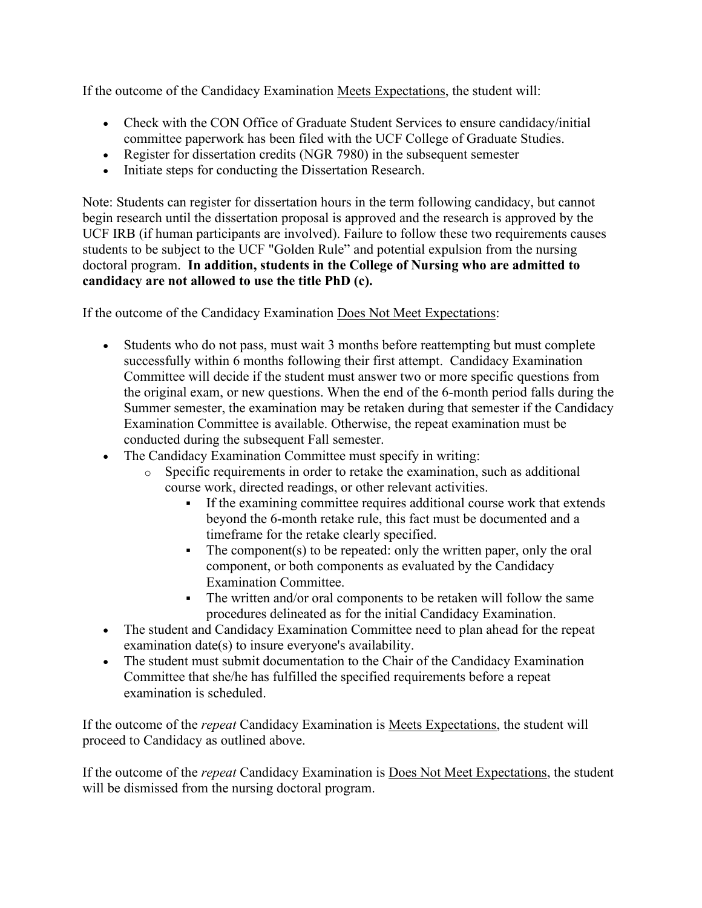If the outcome of the Candidacy Examination Meets Expectations, the student will:

- Check with the CON Office of Graduate Student Services to ensure candidacy/initial committee paperwork has been filed with the UCF College of Graduate Studies.
- Register for dissertation credits (NGR 7980) in the subsequent semester
- Initiate steps for conducting the Dissertation Research.

Note: Students can register for dissertation hours in the term following candidacy, but cannot begin research until the dissertation proposal is approved and the research is approved by the UCF IRB (if human participants are involved). Failure to follow these two requirements causes students to be subject to the UCF "Golden Rule" and potential expulsion from the nursing doctoral program. **In addition, students in the College of Nursing who are admitted to candidacy are not allowed to use the title PhD (c).**

If the outcome of the Candidacy Examination Does Not Meet Expectations:

- Students who do not pass, must wait 3 months before reattempting but must complete successfully within 6 months following their first attempt. Candidacy Examination Committee will decide if the student must answer two or more specific questions from the original exam, or new questions. When the end of the 6-month period falls during the Summer semester, the examination may be retaken during that semester if the Candidacy Examination Committee is available. Otherwise, the repeat examination must be conducted during the subsequent Fall semester.
- The Candidacy Examination Committee must specify in writing:
  - Specific requirements in order to retake the examination, such as additional course work, directed readings, or other relevant activities.
    - If the examining committee requires additional course work that extends beyond the 6-month retake rule, this fact must be documented and a timeframe for the retake clearly specified.
    - The component(s) to be repeated: only the written paper, only the oral component, or both components as evaluated by the Candidacy Examination Committee.
    - The written and/or oral components to be retaken will follow the same procedures delineated as for the initial Candidacy Examination.
- The student and Candidacy Examination Committee need to plan ahead for the repeat examination date(s) to insure everyone's availability.
- The student must submit documentation to the Chair of the Candidacy Examination Committee that she/he has fulfilled the specified requirements before a repeat examination is scheduled.

If the outcome of the *repeat* Candidacy Examination is Meets Expectations, the student will proceed to Candidacy as outlined above.

If the outcome of the *repeat* Candidacy Examination is Does Not Meet Expectations, the student will be dismissed from the nursing doctoral program.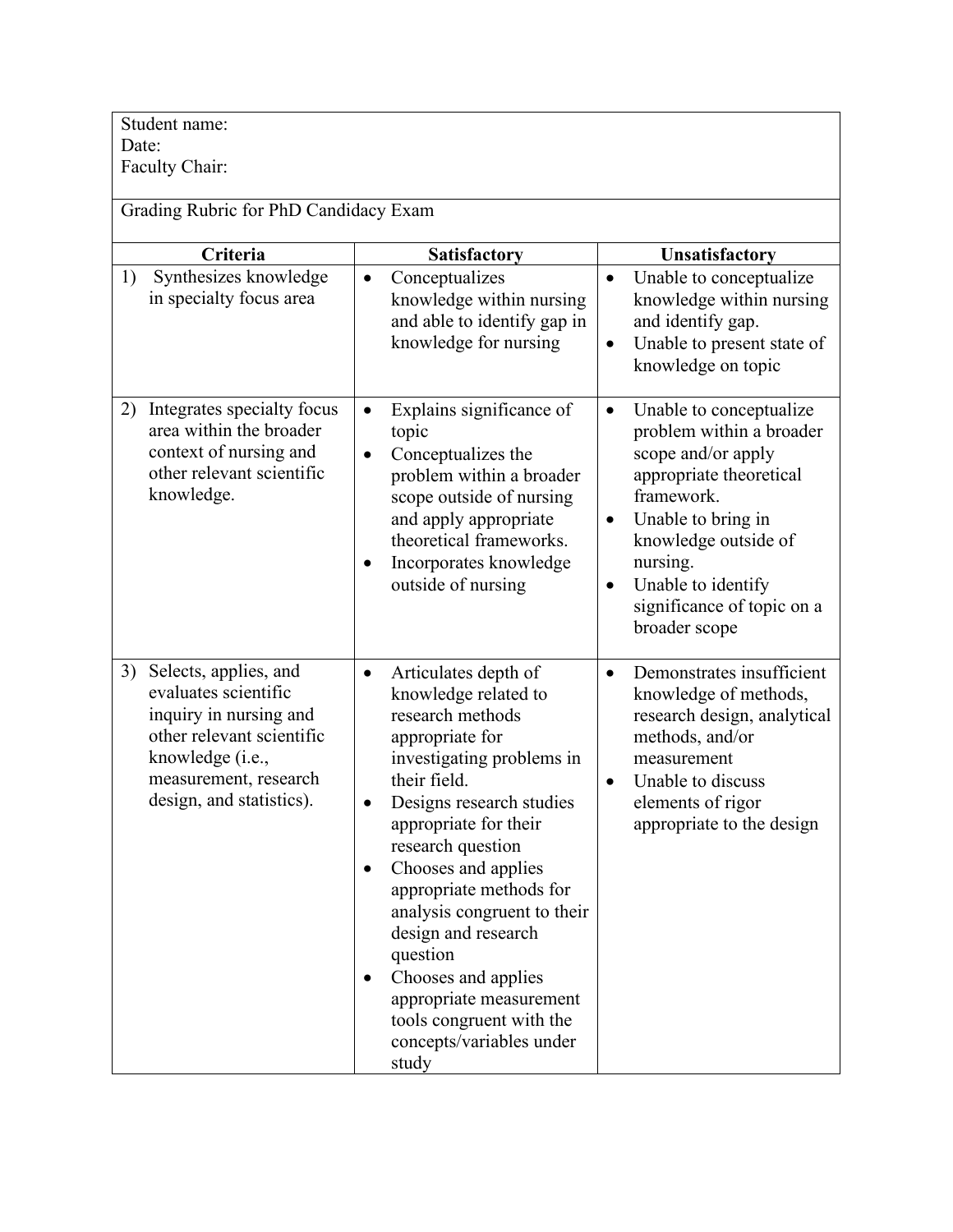Student name:
Date:
Faculty Chair:

Grading Rubric for PhD Candidacy Exam

| Criteria | Satisfactory | Unsatisfactory |
|---|---|---|
| 1) Synthesizes knowledge in specialty focus area | • Conceptualizes knowledge within nursing and able to identify gap in knowledge for nursing | • Unable to conceptualize knowledge within nursing and identify gap.<br>• Unable to present state of knowledge on topic |
| 2) Integrates specialty focus area within the broader context of nursing and other relevant scientific knowledge. | • Explains significance of topic<br>• Conceptualizes the problem within a broader scope outside of nursing and apply appropriate theoretical frameworks.<br>• Incorporates knowledge outside of nursing | • Unable to conceptualize problem within a broader scope and/or apply appropriate theoretical framework.<br>• Unable to bring in knowledge outside of nursing.<br>• Unable to identify significance of topic on a broader scope |
| 3) Selects, applies, and evaluates scientific inquiry in nursing and other relevant scientific knowledge (i.e., measurement, research design, and statistics). | • Articulates depth of knowledge related to research methods appropriate for investigating problems in their field.<br>• Designs research studies appropriate for their research question<br>• Chooses and applies appropriate methods for analysis congruent to their design and research question<br>• Chooses and applies appropriate measurement tools congruent with the concepts/variables under study | • Demonstrates insufficient knowledge of methods, research design, analytical methods, and/or measurement<br>• Unable to discuss elements of rigor appropriate to the design |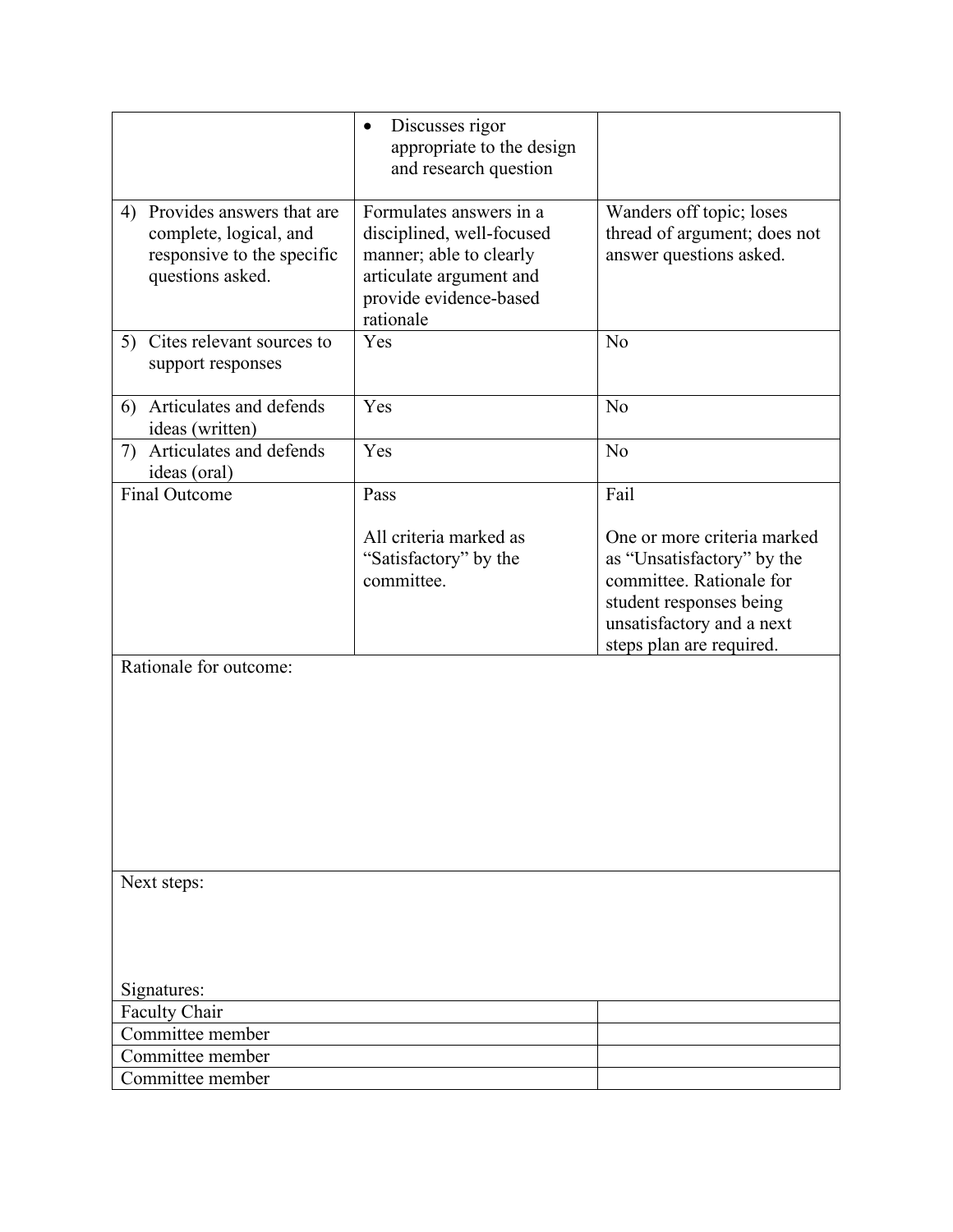| | | |
|---|---|---|
| | • Discusses rigor appropriate to the design and research question | |
| 4) Provides answers that are complete, logical, and responsive to the specific questions asked. | Formulates answers in a disciplined, well-focused manner; able to clearly articulate argument and provide evidence-based rationale | Wanders off topic; loses thread of argument; does not answer questions asked. |
| 5) Cites relevant sources to support responses | Yes | No |
| 6) Articulates and defends ideas (written) | Yes | No |
| 7) Articulates and defends ideas (oral) | Yes | No |
| Final Outcome | Pass<br><br>All criteria marked as "Satisfactory" by the committee. | Fail<br><br>One or more criteria marked as "Unsatisfactory" by the committee. Rationale for student responses being unsatisfactory and a next steps plan are required. |
| Rationale for outcome: | | |
| Next steps:<br><br>Signatures: | | |

| | |
|---|---|
| Faculty Chair | |
| Committee member | |
| Committee member | |
| Committee member | |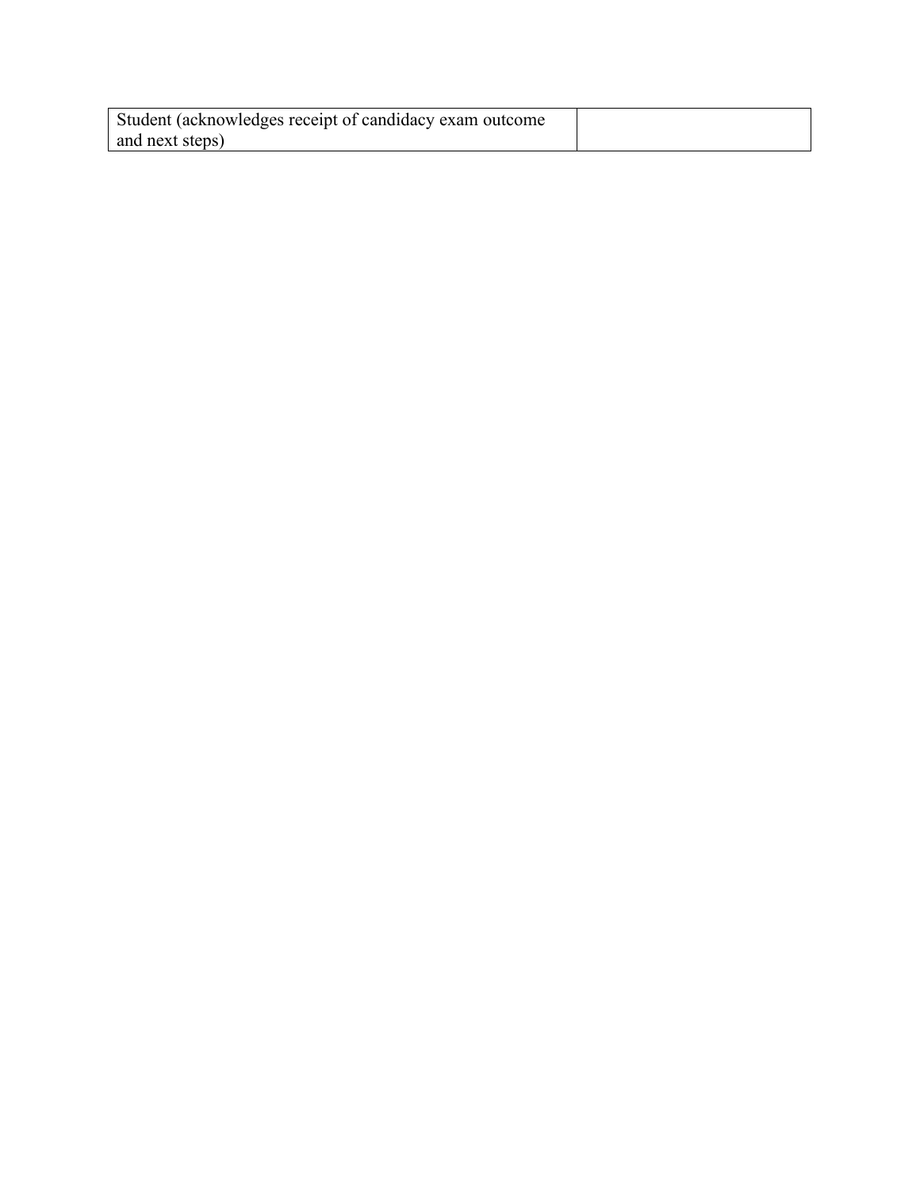| | |
|---|---|
| Student (acknowledges receipt of candidacy exam outcome and next steps) | |